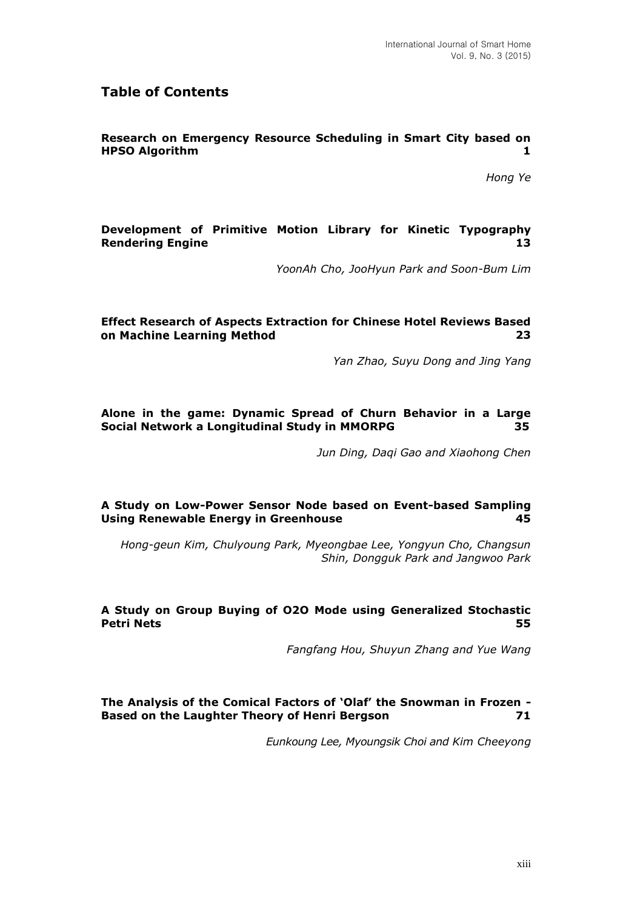## Table of Contents

**Research on Emergency Resource Scheduling in Smart City based on HPSO Algorithm** **1**

*Hong Ye*

**Development of Primitive Motion Library for Kinetic Typography Rendering Engine** **13**

*YoonAh Cho, JooHyun Park and Soon-Bum Lim*

**Effect Research of Aspects Extraction for Chinese Hotel Reviews Based on Machine Learning Method** **23**

*Yan Zhao, Suyu Dong and Jing Yang*

**Alone in the game: Dynamic Spread of Churn Behavior in a Large Social Network a Longitudinal Study in MMORPG** **35**

*Jun Ding, Daqi Gao and Xiaohong Chen*

**A Study on Low-Power Sensor Node based on Event-based Sampling Using Renewable Energy in Greenhouse** **45**

*Hong-geun Kim, Chulyoung Park, Myeongbae Lee, Yongyun Cho, Changsun Shin, Dongguk Park and Jangwoo Park*

**A Study on Group Buying of O2O Mode using Generalized Stochastic Petri Nets** **55**

*Fangfang Hou, Shuyun Zhang and Yue Wang*

**The Analysis of the Comical Factors of 'Olaf' the Snowman in Frozen - Based on the Laughter Theory of Henri Bergson** **71**

*Eunkoung Lee, Myoungsik Choi and Kim Cheeyong*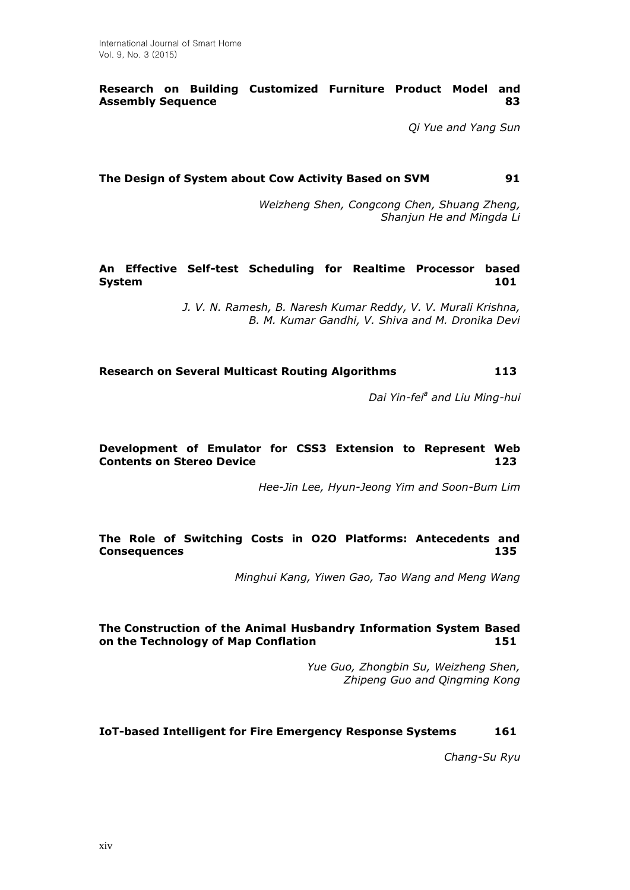**Research on Building Customized Furniture Product Model and Assembly Sequence** **83**

*Qi Yue and Yang Sun*

**The Design of System about Cow Activity Based on SVM** **91**

*Weizheng Shen, Congcong Chen, Shuang Zheng, Shanjun He and Mingda Li*

**An Effective Self-test Scheduling for Realtime Processor based System** **101**

*J. V. N. Ramesh, B. Naresh Kumar Reddy, V. V. Murali Krishna, B. M. Kumar Gandhi, V. Shiva and M. Dronika Devi*

**Research on Several Multicast Routing Algorithms** **113**

*Dai Yin-fei[a] and Liu Ming-hui*

**Development of Emulator for CSS3 Extension to Represent Web Contents on Stereo Device** **123**

*Hee-Jin Lee, Hyun-Jeong Yim and Soon-Bum Lim*

**The Role of Switching Costs in O2O Platforms: Antecedents and Consequences** **135**

*Minghui Kang, Yiwen Gao, Tao Wang and Meng Wang*

**The Construction of the Animal Husbandry Information System Based on the Technology of Map Conflation** **151**

*Yue Guo, Zhongbin Su, Weizheng Shen, Zhipeng Guo and Qingming Kong*

**IoT-based Intelligent for Fire Emergency Response Systems** **161**

*Chang-Su Ryu*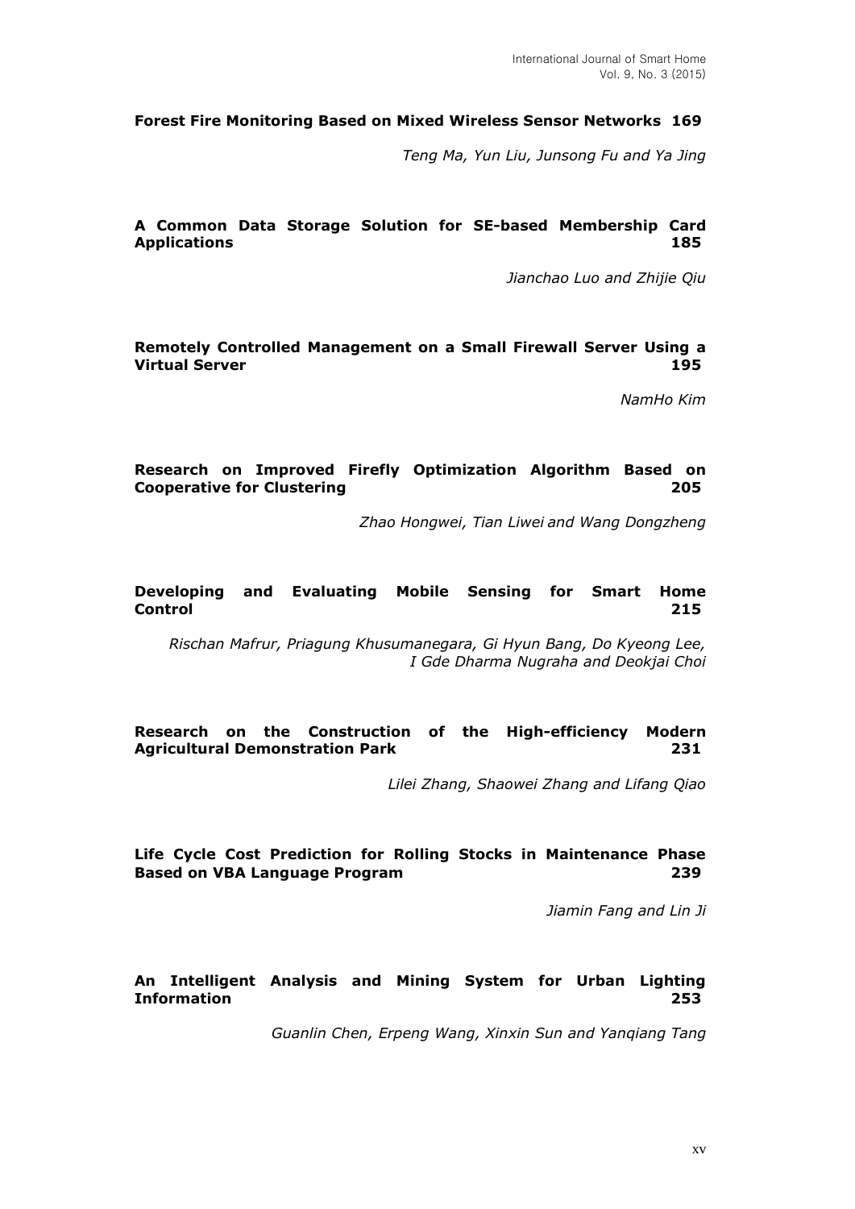**Forest Fire Monitoring Based on Mixed Wireless Sensor Networks 169**

*Teng Ma, Yun Liu, Junsong Fu and Ya Jing*

**A Common Data Storage Solution for SE-based Membership Card Applications 185**

*Jianchao Luo and Zhijie Qiu*

**Remotely Controlled Management on a Small Firewall Server Using a Virtual Server 195**

*NamHo Kim*

**Research on Improved Firefly Optimization Algorithm Based on Cooperative for Clustering 205**

*Zhao Hongwei, Tian Liwei and Wang Dongzheng*

**Developing and Evaluating Mobile Sensing for Smart Home Control 215**

*Rischan Mafrur, Priagung Khusumanegara, Gi Hyun Bang, Do Kyeong Lee, I Gde Dharma Nugraha and Deokjai Choi*

**Research on the Construction of the High-efficiency Modern Agricultural Demonstration Park 231**

*Lilei Zhang, Shaowei Zhang and Lifang Qiao*

**Life Cycle Cost Prediction for Rolling Stocks in Maintenance Phase Based on VBA Language Program 239**

*Jiamin Fang and Lin Ji*

**An Intelligent Analysis and Mining System for Urban Lighting Information 253**

*Guanlin Chen, Erpeng Wang, Xinxin Sun and Yanqiang Tang*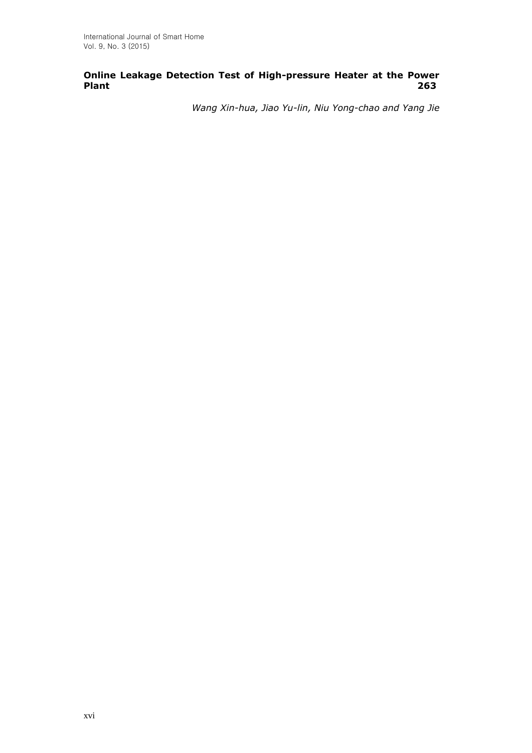**Online Leakage Detection Test of High-pressure Heater at the Power Plant 263**

*Wang Xin-hua, Jiao Yu-lin, Niu Yong-chao and Yang Jie*